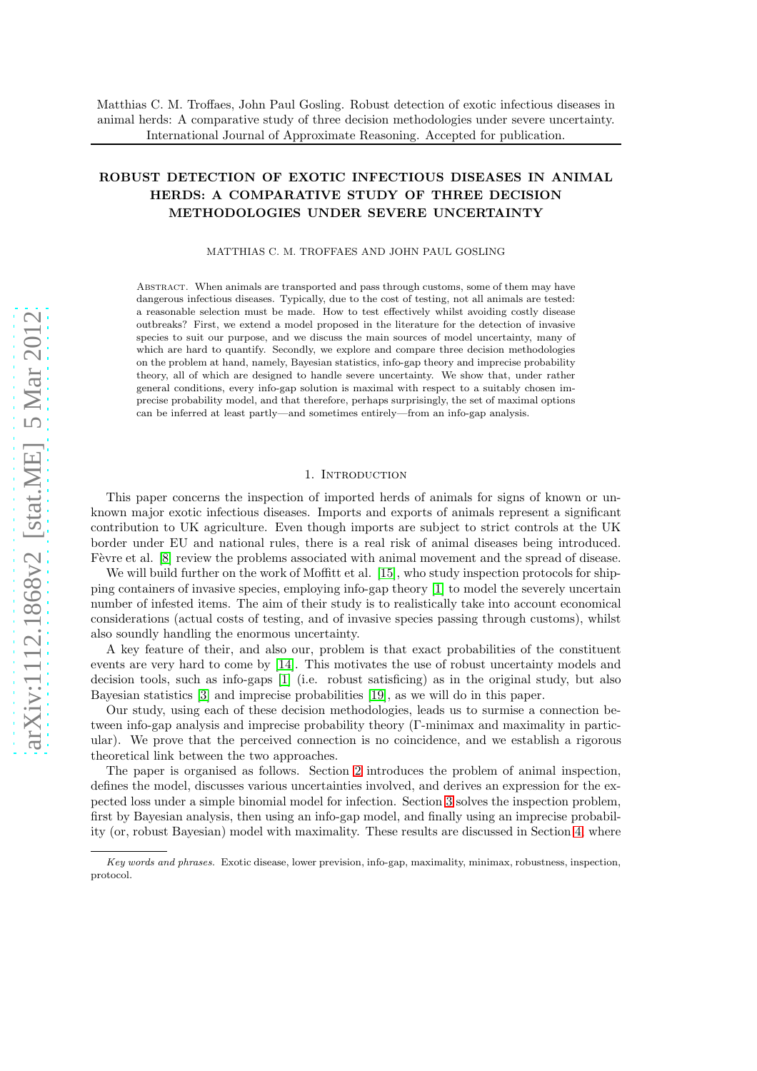Matthias C. M. Troffaes, John Paul Gosling. Robust detection of exotic infectious diseases in animal herds: A comparative study of three decision methodologies under severe uncertainty. International Journal of Approximate Reasoning. Accepted for publication.

# ROBUST DETECTION OF EXOTIC INFECTIOUS DISEASES IN ANIMAL HERDS: A COMPARATIVE STUDY OF THREE DECISION METHODOLOGIES UNDER SEVERE UNCERTAINTY

MATTHIAS C. M. TROFFAES AND JOHN PAUL GOSLING

Abstract. When animals are transported and pass through customs, some of them may have dangerous infectious diseases. Typically, due to the cost of testing, not all animals are tested: a reasonable selection must be made. How to test effectively whilst avoiding costly disease outbreaks? First, we extend a model proposed in the literature for the detection of invasive species to suit our purpose, and we discuss the main sources of model uncertainty, many of which are hard to quantify. Secondly, we explore and compare three decision methodologies on the problem at hand, namely, Bayesian statistics, info-gap theory and imprecise probability theory, all of which are designed to handle severe uncertainty. We show that, under rather general conditions, every info-gap solution is maximal with respect to a suitably chosen imprecise probability model, and that therefore, perhaps surprisingly, the set of maximal options can be inferred at least partly—and sometimes entirely—from an info-gap analysis.

## 1. Introduction

This paper concerns the inspection of imported herds of animals for signs of known or unknown major exotic infectious diseases. Imports and exports of animals represent a significant contribution to UK agriculture. Even though imports are subject to strict controls at the UK border under EU and national rules, there is a real risk of animal diseases being introduced. Fèvre et al. [8] review the problems associated with animal movement and the spread of disease.

We will build further on the work of Moffitt et al. [15], who study inspection protocols for shipping containers of invasive species, employing info-gap theory [1] to model the severely uncertain number of infested items. The aim of their study is to realistically take into account economical considerations (actual costs of testing, and of invasive species passing through customs), whilst also soundly handling the enormous uncertainty.

A key feature of their, and also our, problem is that exact probabilities of the constituent events are very hard to come by [14]. This motivates the use of robust uncertainty models and decision tools, such as info-gaps [1] (i.e. robust satisficing) as in the original study, but also Bayesian statistics [3] and imprecise probabilities [19], as we will do in this paper.

Our study, using each of these decision methodologies, leads us to surmise a connection between info-gap analysis and imprecise probability theory (Γ-minimax and maximality in particular). We prove that the perceived connection is no coincidence, and we establish a rigorous theoretical link between the two approaches.

The paper is organised as follows. Section 2 introduces the problem of animal inspection, defines the model, discusses various uncertainties involved, and derives an expression for the expected loss under a simple binomial model for infection. Section 3 solves the inspection problem, first by Bayesian analysis, then using an info-gap model, and finally using an imprecise probability (or, robust Bayesian) model with maximality. These results are discussed in Section 4, where

*Key words and phrases.* Exotic disease, lower prevision, info-gap, maximality, minimax, robustness, inspection, protocol.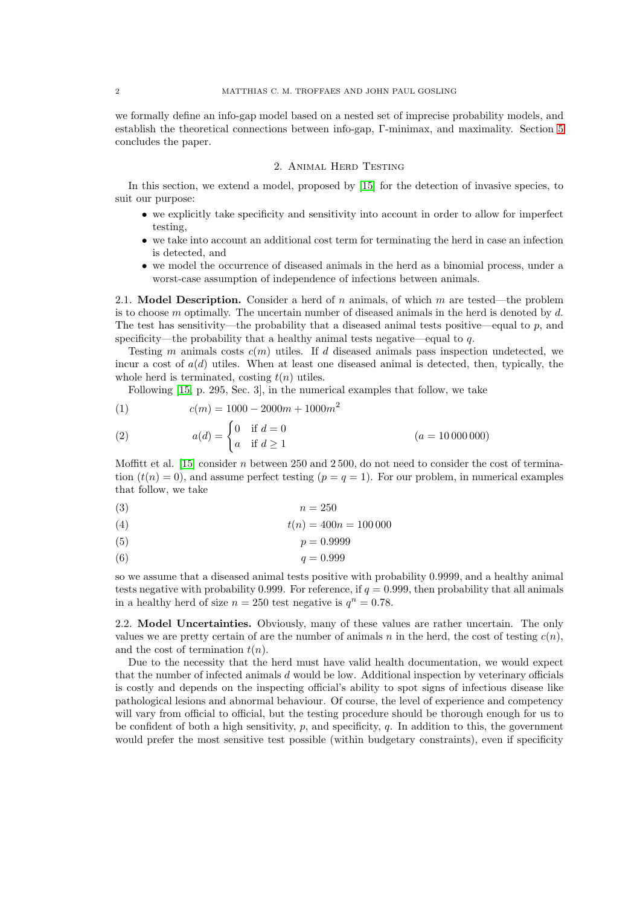we formally define an info-gap model based on a nested set of imprecise probability models, and establish the theoretical connections between info-gap, Γ-minimax, and maximality. Section 5 concludes the paper.

## 2. Animal Herd Testing

In this section, we extend a model, proposed by [15] for the detection of invasive species, to suit our purpose:

- we explicitly take specificity and sensitivity into account in order to allow for imperfect testing,
- we take into account an additional cost term for terminating the herd in case an infection is detected, and
- we model the occurrence of diseased animals in the herd as a binomial process, under a worst-case assumption of independence of infections between animals.

### 2.1. Model Description.

Consider a herd of $n$ animals, of which $m$ are tested—the problem is to choose $m$ optimally. The uncertain number of diseased animals in the herd is denoted by $d$. The test has sensitivity—the probability that a diseased animal tests positive—equal to $p$, and specificity—the probability that a healthy animal tests negative—equal to $q$.

Testing $m$ animals costs $c(m)$ utiles. If $d$ diseased animals pass inspection undetected, we incur a cost of $a(d)$ utiles. When at least one diseased animal is detected, then, typically, the whole herd is terminated, costing $t(n)$ utiles.

Following [15, p. 295, Sec. 3], in the numerical examples that follow, we take

$$c(m) = 1000 - 2000m + 1000m^2 \tag{1}$$

$$a(d) = \begin{cases} 0 & \text{if } d = 0 \\ a & \text{if } d \geq 1 \end{cases} \qquad (a = 10\,000\,000) \tag{2}$$

Moffitt et al. [15] consider $n$ between 250 and 2 500, do not need to consider the cost of termination ($t(n) = 0$), and assume perfect testing ($p = q = 1$). For our problem, in numerical examples that follow, we take

$$n = 250 \tag{3}$$

$$t(n) = 400n = 100\,000 \tag{4}$$

$$p = 0.9999 \tag{5}$$

$$q = 0.999 \tag{6}$$

so we assume that a diseased animal tests positive with probability 0.9999, and a healthy animal tests negative with probability 0.999. For reference, if $q = 0.999$, then probability that all animals in a healthy herd of size $n = 250$ test negative is $q^n = 0.78$.

### 2.2. Model Uncertainties.

Obviously, many of these values are rather uncertain. The only values we are pretty certain of are the number of animals $n$ in the herd, the cost of testing $c(n)$, and the cost of termination $t(n)$.

Due to the necessity that the herd must have valid health documentation, we would expect that the number of infected animals $d$ would be low. Additional inspection by veterinary officials is costly and depends on the inspecting official's ability to spot signs of infectious disease like pathological lesions and abnormal behaviour. Of course, the level of experience and competency will vary from official to official, but the testing procedure should be thorough enough for us to be confident of both a high sensitivity, $p$, and specificity, $q$. In addition to this, the government would prefer the most sensitive test possible (within budgetary constraints), even if specificity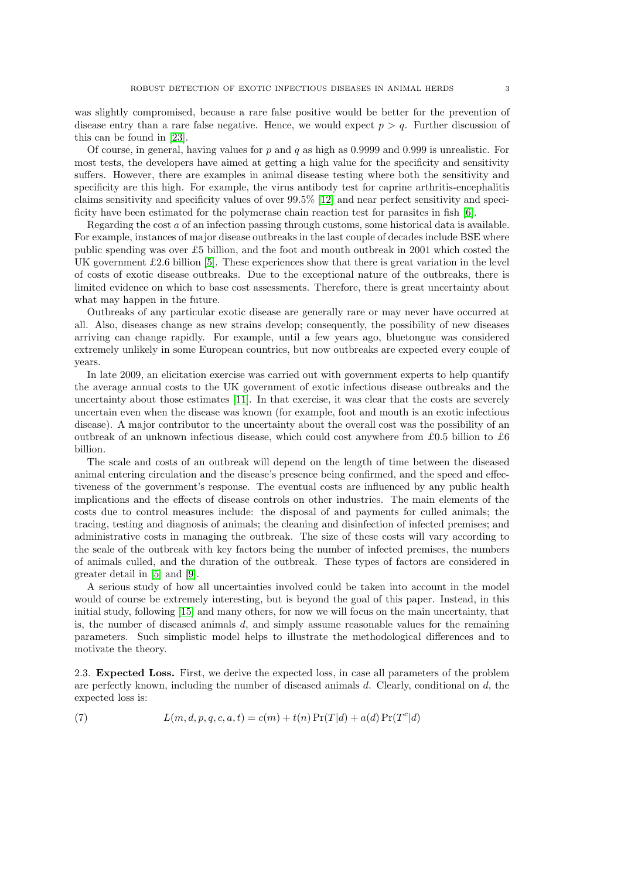was slightly compromised, because a rare false positive would be better for the prevention of disease entry than a rare false negative. Hence, we would expect $p > q$. Further discussion of this can be found in [23].

Of course, in general, having values for $p$ and $q$ as high as 0.9999 and 0.999 is unrealistic. For most tests, the developers have aimed at getting a high value for the specificity and sensitivity suffers. However, there are examples in animal disease testing where both the sensitivity and specificity are this high. For example, the virus antibody test for caprine arthritis-encephalitis claims sensitivity and specificity values of over 99.5% [12] and near perfect sensitivity and specificity have been estimated for the polymerase chain reaction test for parasites in fish [6].

Regarding the cost $a$ of an infection passing through customs, some historical data is available. For example, instances of major disease outbreaks in the last couple of decades include BSE where public spending was over £5 billion, and the foot and mouth outbreak in 2001 which costed the UK government £2.6 billion [5]. These experiences show that there is great variation in the level of costs of exotic disease outbreaks. Due to the exceptional nature of the outbreaks, there is limited evidence on which to base cost assessments. Therefore, there is great uncertainty about what may happen in the future.

Outbreaks of any particular exotic disease are generally rare or may never have occurred at all. Also, diseases change as new strains develop; consequently, the possibility of new diseases arriving can change rapidly. For example, until a few years ago, bluetongue was considered extremely unlikely in some European countries, but now outbreaks are expected every couple of years.

In late 2009, an elicitation exercise was carried out with government experts to help quantify the average annual costs to the UK government of exotic infectious disease outbreaks and the uncertainty about those estimates [11]. In that exercise, it was clear that the costs are severely uncertain even when the disease was known (for example, foot and mouth is an exotic infectious disease). A major contributor to the uncertainty about the overall cost was the possibility of an outbreak of an unknown infectious disease, which could cost anywhere from £0.5 billion to £6 billion.

The scale and costs of an outbreak will depend on the length of time between the diseased animal entering circulation and the disease's presence being confirmed, and the speed and effectiveness of the government's response. The eventual costs are influenced by any public health implications and the effects of disease controls on other industries. The main elements of the costs due to control measures include: the disposal of and payments for culled animals; the tracing, testing and diagnosis of animals; the cleaning and disinfection of infected premises; and administrative costs in managing the outbreak. The size of these costs will vary according to the scale of the outbreak with key factors being the number of infected premises, the numbers of animals culled, and the duration of the outbreak. These types of factors are considered in greater detail in [5] and [9].

A serious study of how all uncertainties involved could be taken into account in the model would of course be extremely interesting, but is beyond the goal of this paper. Instead, in this initial study, following [15] and many others, for now we will focus on the main uncertainty, that is, the number of diseased animals $d$, and simply assume reasonable values for the remaining parameters. Such simplistic model helps to illustrate the methodological differences and to motivate the theory.

**2.3. Expected Loss.** First, we derive the expected loss, in case all parameters of the problem are perfectly known, including the number of diseased animals $d$. Clearly, conditional on $d$, the expected loss is:

$$L(m, d, p, q, c, a, t) = c(m) + t(n)\Pr(T|d) + a(d)\Pr(T^c|d) \tag{7}$$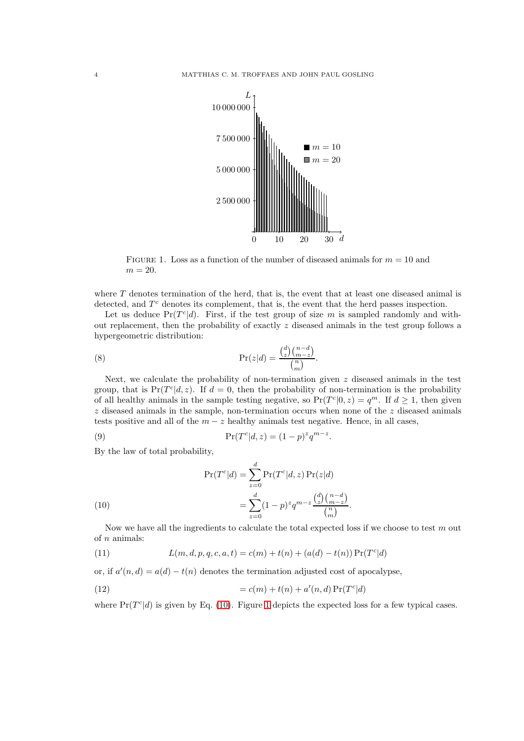FIGURE 1. Loss as a function of the number of diseased animals for $m = 10$ and $m = 20$.

where $T$ denotes termination of the herd, that is, the event that at least one diseased animal is detected, and $T^c$ denotes its complement, that is, the event that the herd passes inspection.

Let us deduce $\Pr(T^c|d)$. First, if the test group of size $m$ is sampled randomly and without replacement, then the probability of exactly $z$ diseased animals in the test group follows a hypergeometric distribution:

$$\Pr(z|d) = \frac{\binom{d}{z}\binom{n-d}{m-z}}{\binom{n}{m}}. \tag{8}$$

Next, we calculate the probability of non-termination given $z$ diseased animals in the test group, that is $\Pr(T^c|d, z)$. If $d = 0$, then the probability of non-termination is the probability of all healthy animals in the sample testing negative, so $\Pr(T^c|0, z) = q^m$. If $d \geq 1$, then given $z$ diseased animals in the sample, non-termination occurs when none of the $z$ diseased animals tests positive and all of the $m - z$ healthy animals test negative. Hence, in all cases,

$$\Pr(T^c|d, z) = (1-p)^z q^{m-z}. \tag{9}$$

By the law of total probability,

$$\begin{aligned}
\Pr(T^c|d) &= \sum_{z=0}^{d} \Pr(T^c|d, z) \Pr(z|d) \\
&= \sum_{z=0}^{d} (1-p)^z q^{m-z} \frac{\binom{d}{z}\binom{n-d}{m-z}}{\binom{n}{m}}.
\end{aligned} \tag{10}$$

Now we have all the ingredients to calculate the total expected loss if we choose to test $m$ out of $n$ animals:

$$L(m, d, p, q, c, a, t) = c(m) + t(n) + (a(d) - t(n)) \Pr(T^c|d) \tag{11}$$

or, if $a'(n, d) = a(d) - t(n)$ denotes the termination adjusted cost of apocalypse,

$$= c(m) + t(n) + a'(n, d) \Pr(T^c|d) \tag{12}$$

where $\Pr(T^c|d)$ is given by Eq. (10). Figure 1 depicts the expected loss for a few typical cases.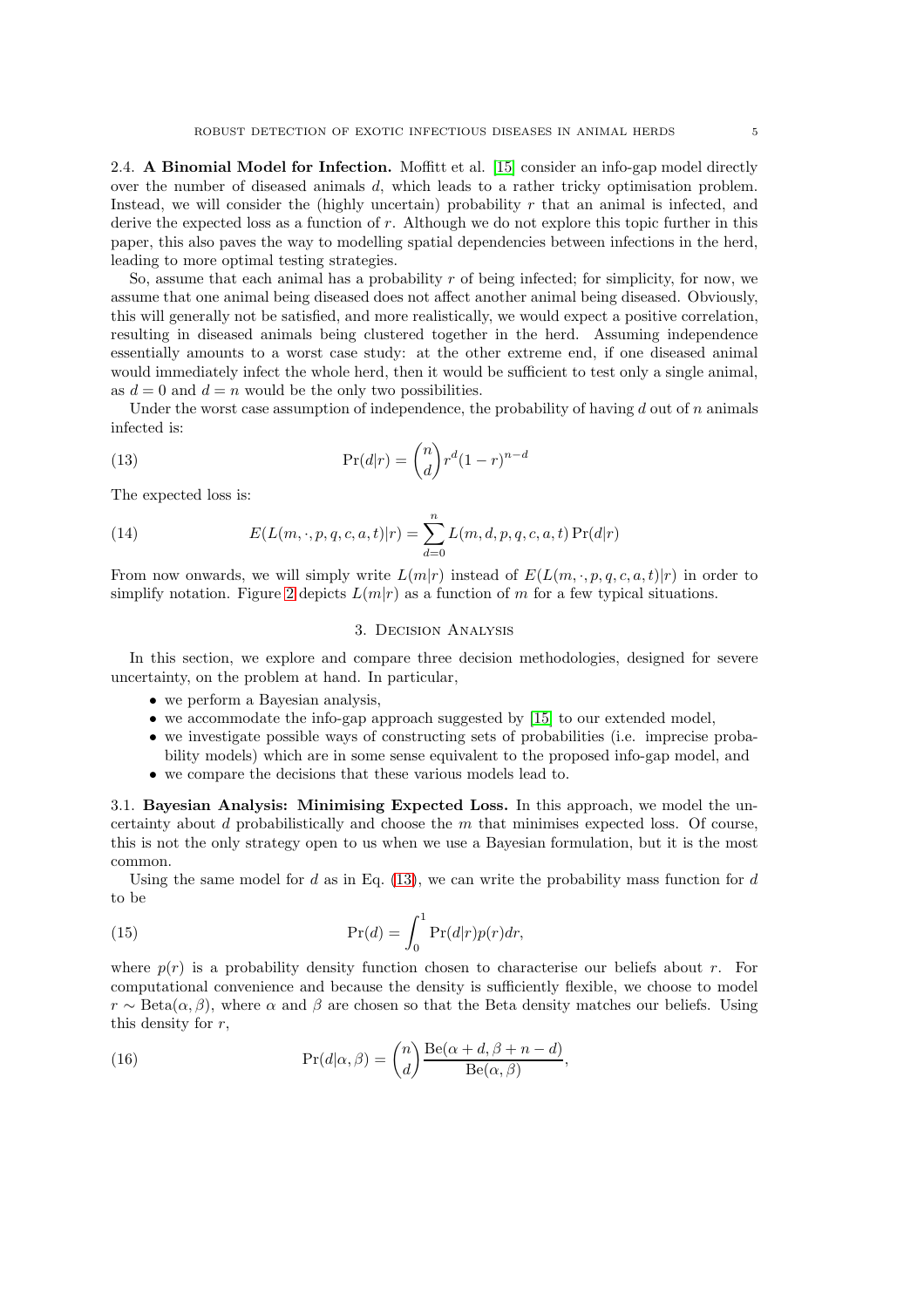2.4. **A Binomial Model for Infection.** Moffitt et al. [15] consider an info-gap model directly over the number of diseased animals $d$, which leads to a rather tricky optimisation problem. Instead, we will consider the (highly uncertain) probability $r$ that an animal is infected, and derive the expected loss as a function of $r$. Although we do not explore this topic further in this paper, this also paves the way to modelling spatial dependencies between infections in the herd, leading to more optimal testing strategies.

So, assume that each animal has a probability $r$ of being infected; for simplicity, for now, we assume that one animal being diseased does not affect another animal being diseased. Obviously, this will generally not be satisfied, and more realistically, we would expect a positive correlation, resulting in diseased animals being clustered together in the herd. Assuming independence essentially amounts to a worst case study: at the other extreme end, if one diseased animal would immediately infect the whole herd, then it would be sufficient to test only a single animal, as $d = 0$ and $d = n$ would be the only two possibilities.

Under the worst case assumption of independence, the probability of having $d$ out of $n$ animals infected is:

$$\Pr(d|r) = \binom{n}{d} r^d (1-r)^{n-d} \tag{13}$$

The expected loss is:

$$E(L(m, \cdot, p, q, c, a, t)|r) = \sum_{d=0}^{n} L(m, d, p, q, c, a, t) \Pr(d|r) \tag{14}$$

From now onwards, we will simply write $L(m|r)$ instead of $E(L(m, \cdot, p, q, c, a, t)|r)$ in order to simplify notation. Figure 2 depicts $L(m|r)$ as a function of $m$ for a few typical situations.

## 3. Decision Analysis

In this section, we explore and compare three decision methodologies, designed for severe uncertainty, on the problem at hand. In particular,

- we perform a Bayesian analysis,
- we accommodate the info-gap approach suggested by [15] to our extended model,
- we investigate possible ways of constructing sets of probabilities (i.e. imprecise probability models) which are in some sense equivalent to the proposed info-gap model, and
- we compare the decisions that these various models lead to.

3.1. **Bayesian Analysis: Minimising Expected Loss.** In this approach, we model the uncertainty about $d$ probabilistically and choose the $m$ that minimises expected loss. Of course, this is not the only strategy open to us when we use a Bayesian formulation, but it is the most common.

Using the same model for $d$ as in Eq. (13), we can write the probability mass function for $d$ to be

$$\Pr(d) = \int_0^1 \Pr(d|r) p(r) dr, \tag{15}$$

where $p(r)$ is a probability density function chosen to characterise our beliefs about $r$. For computational convenience and because the density is sufficiently flexible, we choose to model $r \sim \text{Beta}(\alpha, \beta)$, where $\alpha$ and $\beta$ are chosen so that the Beta density matches our beliefs. Using this density for $r$,

$$\Pr(d|\alpha, \beta) = \binom{n}{d} \frac{\text{Be}(\alpha + d, \beta + n - d)}{\text{Be}(\alpha, \beta)}, \tag{16}$$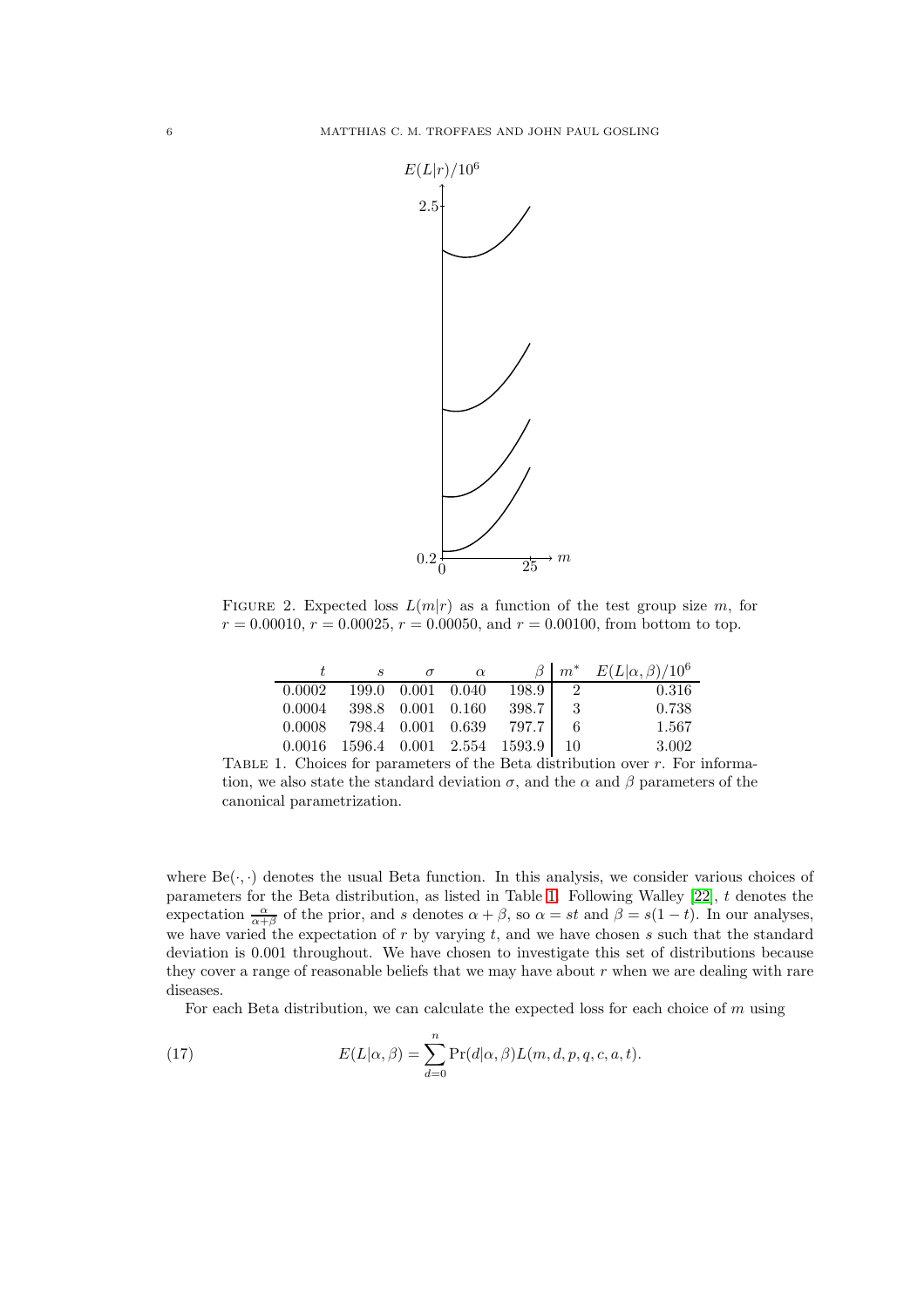FIGURE 2. Expected loss $L(m|r)$ as a function of the test group size $m$, for $r = 0.00010$, $r = 0.00025$, $r = 0.00050$, and $r = 0.00100$, from bottom to top.

| $t$ | $s$ | $\sigma$ | $\alpha$ | $\beta$ | $m^*$ | $E(L\|\alpha,\beta)/10^6$ |
|---|---|---|---|---|---|---|
| 0.0002 | 199.0 | 0.001 | 0.040 | 198.9 | 2 | 0.316 |
| 0.0004 | 398.8 | 0.001 | 0.160 | 398.7 | 3 | 0.738 |
| 0.0008 | 798.4 | 0.001 | 0.639 | 797.7 | 6 | 1.567 |
| 0.0016 | 1596.4 | 0.001 | 2.554 | 1593.9 | 10 | 3.002 |

TABLE 1. Choices for parameters of the Beta distribution over $r$. For information, we also state the standard deviation $\sigma$, and the $\alpha$ and $\beta$ parameters of the canonical parametrization.

where $\mathrm{Be}(\cdot,\cdot)$ denotes the usual Beta function. In this analysis, we consider various choices of parameters for the Beta distribution, as listed in Table 1. Following Walley [22], $t$ denotes the expectation $\frac{\alpha}{\alpha+\beta}$ of the prior, and $s$ denotes $\alpha+\beta$, so $\alpha = st$ and $\beta = s(1-t)$. In our analyses, we have varied the expectation of $r$ by varying $t$, and we have chosen $s$ such that the standard deviation is 0.001 throughout. We have chosen to investigate this set of distributions because they cover a range of reasonable beliefs that we may have about $r$ when we are dealing with rare diseases.

For each Beta distribution, we can calculate the expected loss for each choice of $m$ using

$$E(L|\alpha,\beta) = \sum_{d=0}^{n} \Pr(d|\alpha,\beta)L(m,d,p,q,c,a,t). \tag{17}$$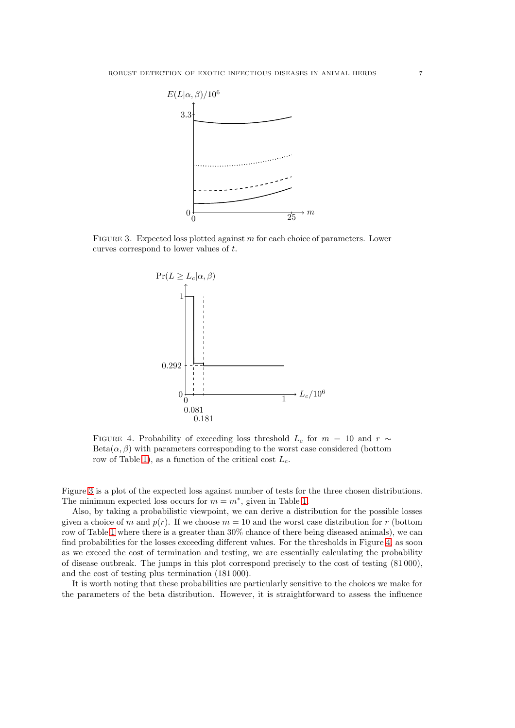FIGURE 3. Expected loss plotted against $m$ for each choice of parameters. Lower curves correspond to lower values of $t$.

FIGURE 4. Probability of exceeding loss threshold $L_c$ for $m = 10$ and $r \sim \text{Beta}(\alpha, \beta)$ with parameters corresponding to the worst case considered (bottom row of Table 1), as a function of the critical cost $L_c$.

Figure 3 is a plot of the expected loss against number of tests for the three chosen distributions. The minimum expected loss occurs for $m = m^*$, given in Table 1.

Also, by taking a probabilistic viewpoint, we can derive a distribution for the possible losses given a choice of $m$ and $p(r)$. If we choose $m = 10$ and the worst case distribution for $r$ (bottom row of Table 1 where there is a greater than 30% chance of there being diseased animals), we can find probabilities for the losses exceeding different values. For the thresholds in Figure 4, as soon as we exceed the cost of termination and testing, we are essentially calculating the probability of disease outbreak. The jumps in this plot correspond precisely to the cost of testing (81 000), and the cost of testing plus termination (181 000).

It is worth noting that these probabilities are particularly sensitive to the choices we make for the parameters of the beta distribution. However, it is straightforward to assess the influence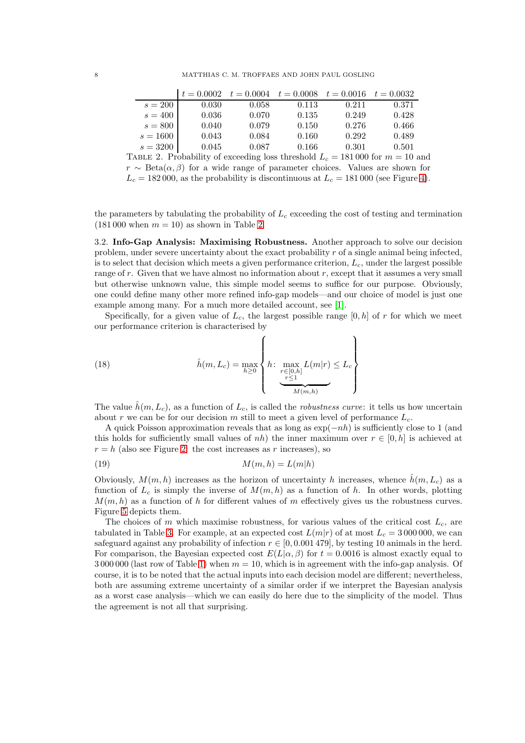|  | $t = 0.0002$ | $t = 0.0004$ | $t = 0.0008$ | $t = 0.0016$ | $t = 0.0032$ |
|---|---|---|---|---|---|
| $s = 200$ | 0.030 | 0.058 | 0.113 | 0.211 | 0.371 |
| $s = 400$ | 0.036 | 0.070 | 0.135 | 0.249 | 0.428 |
| $s = 800$ | 0.040 | 0.079 | 0.150 | 0.276 | 0.466 |
| $s = 1600$ | 0.043 | 0.084 | 0.160 | 0.292 | 0.489 |
| $s = 3200$ | 0.045 | 0.087 | 0.166 | 0.301 | 0.501 |

TABLE 2. Probability of exceeding loss threshold $L_c = 181\,000$ for $m = 10$ and $r \sim \text{Beta}(\alpha, \beta)$ for a wide range of parameter choices. Values are shown for $L_c = 182\,000$, as the probability is discontinuous at $L_c = 181\,000$ (see Figure 4).

the parameters by tabulating the probability of $L_c$ exceeding the cost of testing and termination (181 000 when $m = 10$) as shown in Table 2.

### 3.2. Info-Gap Analysis: Maximising Robustness.

Another approach to solve our decision problem, under severe uncertainty about the exact probability $r$ of a single animal being infected, is to select that decision which meets a given performance criterion, $L_c$, under the largest possible range of $r$. Given that we have almost no information about $r$, except that it assumes a very small but otherwise unknown value, this simple model seems to suffice for our purpose. Obviously, one could define many other more refined info-gap models—and our choice of model is just one example among many. For a much more detailed account, see [1].

Specifically, for a given value of $L_c$, the largest possible range $[0, h]$ of $r$ for which we meet our performance criterion is characterised by

$$\hat{h}(m, L_c) = \max_{h \geq 0} \left\{ h \colon \underbrace{\max_{\substack{r \in [0,h] \\ r \leq 1}} L(m|r)}_{M(m,h)} \leq L_c \right\} \tag{18}$$

The value $\hat{h}(m, L_c)$, as a function of $L_c$, is called the *robustness curve*: it tells us how uncertain about $r$ we can be for our decision $m$ still to meet a given level of performance $L_c$.

A quick Poisson approximation reveals that as long as $\exp(-nh)$ is sufficiently close to 1 (and this holds for sufficiently small values of $nh$) the inner maximum over $r \in [0, h]$ is achieved at $r = h$ (also see Figure 2: the cost increases as $r$ increases), so

$$M(m, h) = L(m|h) \tag{19}$$

Obviously, $M(m, h)$ increases as the horizon of uncertainty $h$ increases, whence $\hat{h}(m, L_c)$ as a function of $L_c$ is simply the inverse of $M(m, h)$ as a function of $h$. In other words, plotting $M(m, h)$ as a function of $h$ for different values of $m$ effectively gives us the robustness curves. Figure 5 depicts them.

The choices of $m$ which maximise robustness, for various values of the critical cost $L_c$, are tabulated in Table 3. For example, at an expected cost $L(m|r)$ of at most $L_c = 3\,000\,000$, we can safeguard against any probability of infection $r \in [0, 0.001\,479]$, by testing 10 animals in the herd. For comparison, the Bayesian expected cost $E(L|\alpha, \beta)$ for $t = 0.0016$ is almost exactly equal to 3 000 000 (last row of Table 1) when $m = 10$, which is in agreement with the info-gap analysis. Of course, it is to be noted that the actual inputs into each decision model are different; nevertheless, both are assuming extreme uncertainty of a similar order if we interpret the Bayesian analysis as a worst case analysis—which we can easily do here due to the simplicity of the model. Thus the agreement is not all that surprising.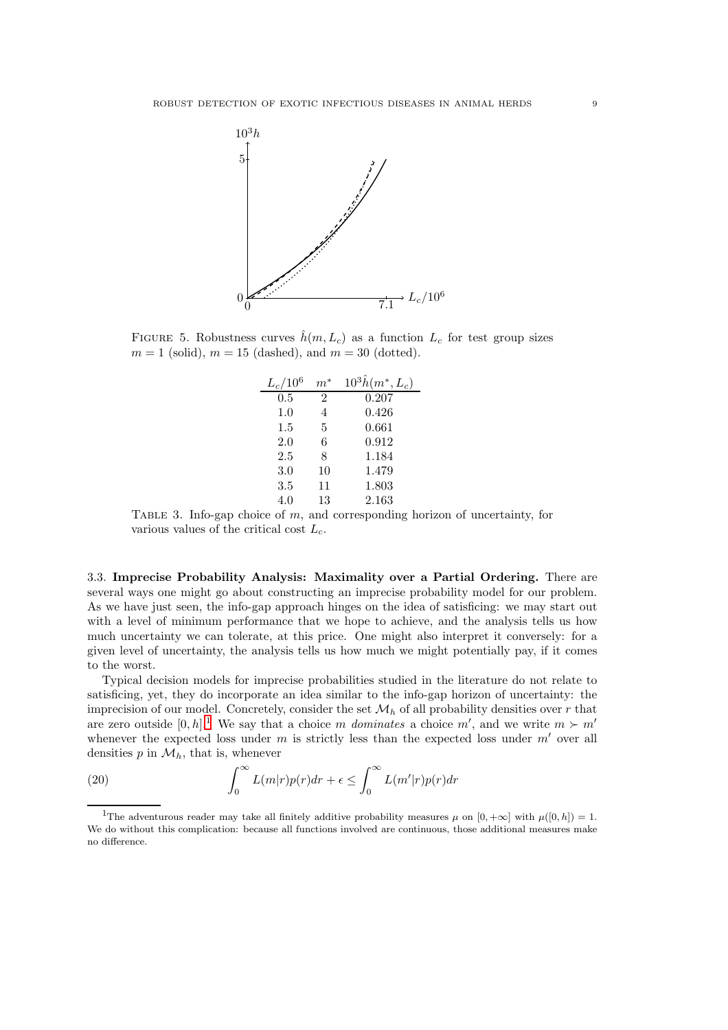FIGURE 5. Robustness curves $\hat{h}(m, L_c)$ as a function $L_c$ for test group sizes $m = 1$ (solid), $m = 15$ (dashed), and $m = 30$ (dotted).

| $L_c/10^6$ | $m^*$ | $10^3\hat{h}(m^*, L_c)$ |
|---|---|---|
| 0.5 | 2 | 0.207 |
| 1.0 | 4 | 0.426 |
| 1.5 | 5 | 0.661 |
| 2.0 | 6 | 0.912 |
| 2.5 | 8 | 1.184 |
| 3.0 | 10 | 1.479 |
| 3.5 | 11 | 1.803 |
| 4.0 | 13 | 2.163 |

TABLE 3. Info-gap choice of $m$, and corresponding horizon of uncertainty, for various values of the critical cost $L_c$.

### 3.3. Imprecise Probability Analysis: Maximality over a Partial Ordering.

There are several ways one might go about constructing an imprecise probability model for our problem. As we have just seen, the info-gap approach hinges on the idea of satisficing: we may start out with a level of minimum performance that we hope to achieve, and the analysis tells us how much uncertainty we can tolerate, at this price. One might also interpret it conversely: for a given level of uncertainty, the analysis tells us how much we might potentially pay, if it comes to the worst.

Typical decision models for imprecise probabilities studied in the literature do not relate to satisficing, yet, they do incorporate an idea similar to the info-gap horizon of uncertainty: the imprecision of our model. Concretely, consider the set $\mathcal{M}_h$ of all probability densities over $r$ that are zero outside $[0, h]$.[1] We say that a choice $m$ *dominates* a choice $m'$, and we write $m \succ m'$ whenever the expected loss under $m$ is strictly less than the expected loss under $m'$ over all densities $p$ in $\mathcal{M}_h$, that is, whenever

$$\int_0^\infty L(m|r)p(r)dr + \epsilon \le \int_0^\infty L(m'|r)p(r)dr \tag{20}$$

[1] The adventurous reader may take all finitely additive probability measures $\mu$ on $[0, +\infty]$ with $\mu([0, h]) = 1$. We do without this complication: because all functions involved are continuous, those additional measures make no difference.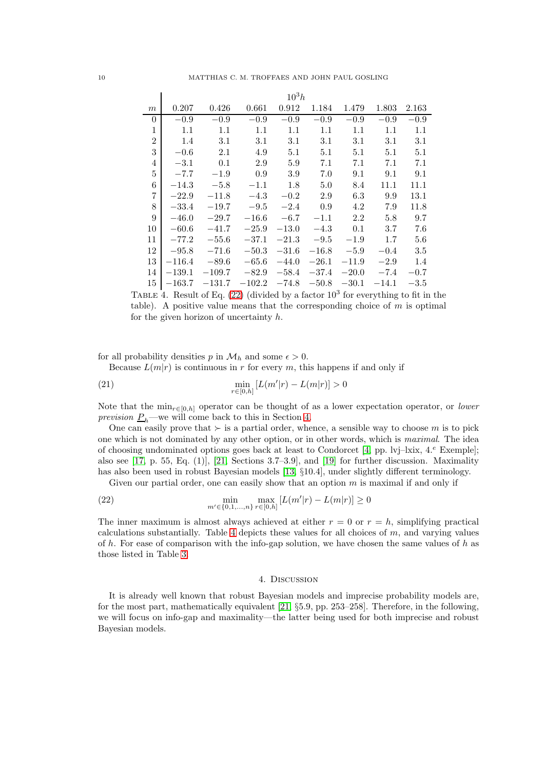| $m$ | $10^3 h$ | | | | | | | |
|---|---|---|---|---|---|---|---|---|
| | 0.207 | 0.426 | 0.661 | 0.912 | 1.184 | 1.479 | 1.803 | 2.163 |
| 0 | −0.9 | −0.9 | −0.9 | −0.9 | −0.9 | −0.9 | −0.9 | −0.9 |
| 1 | 1.1 | 1.1 | 1.1 | 1.1 | 1.1 | 1.1 | 1.1 | 1.1 |
| 2 | 1.4 | 3.1 | 3.1 | 3.1 | 3.1 | 3.1 | 3.1 | 3.1 |
| 3 | −0.6 | 2.1 | 4.9 | 5.1 | 5.1 | 5.1 | 5.1 | 5.1 |
| 4 | −3.1 | 0.1 | 2.9 | 5.9 | 7.1 | 7.1 | 7.1 | 7.1 |
| 5 | −7.7 | −1.9 | 0.9 | 3.9 | 7.0 | 9.1 | 9.1 | 9.1 |
| 6 | −14.3 | −5.8 | −1.1 | 1.8 | 5.0 | 8.4 | 11.1 | 11.1 |
| 7 | −22.9 | −11.8 | −4.3 | −0.2 | 2.9 | 6.3 | 9.9 | 13.1 |
| 8 | −33.4 | −19.7 | −9.5 | −2.4 | 0.9 | 4.2 | 7.9 | 11.8 |
| 9 | −46.0 | −29.7 | −16.6 | −6.7 | −1.1 | 2.2 | 5.8 | 9.7 |
| 10 | −60.6 | −41.7 | −25.9 | −13.0 | −4.3 | 0.1 | 3.7 | 7.6 |
| 11 | −77.2 | −55.6 | −37.1 | −21.3 | −9.5 | −1.9 | 1.7 | 5.6 |
| 12 | −95.8 | −71.6 | −50.3 | −31.6 | −16.8 | −5.9 | −0.4 | 3.5 |
| 13 | −116.4 | −89.6 | −65.6 | −44.0 | −26.1 | −11.9 | −2.9 | 1.4 |
| 14 | −139.1 | −109.7 | −82.9 | −58.4 | −37.4 | −20.0 | −7.4 | −0.7 |
| 15 | −163.7 | −131.7 | −102.2 | −74.8 | −50.8 | −30.1 | −14.1 | −3.5 |

Table 4. Result of Eq. (22) (divided by a factor $10^3$ for everything to fit in the table). A positive value means that the corresponding choice of $m$ is optimal for the given horizon of uncertainty $h$.

for all probability densities $p$ in $\mathcal{M}_h$ and some $\epsilon > 0$.

Because $L(m|r)$ is continuous in $r$ for every $m$, this happens if and only if

$$\min_{r\in[0,h]} [L(m'|r) - L(m|r)] > 0 \tag{21}$$

Note that the $\min_{r\in[0,h]}$ operator can be thought of as a lower expectation operator, or *lower prevision* $\underline{P}_h$—we will come back to this in Section 4.

One can easily prove that $\succ$ is a partial order, whence, a sensible way to choose $m$ is to pick one which is not dominated by any other option, or in other words, which is *maximal*. The idea of choosing undominated options goes back at least to Condorcet [4, pp. lvj–lxix, 4.$^e$ Exemple]; also see [17, p. 55, Eq. (1)], [21, Sections 3.7–3.9], and [19] for further discussion. Maximality has also been used in robust Bayesian models [13, §10.4], under slightly different terminology.

Given our partial order, one can easily show that an option $m$ is maximal if and only if

$$\min_{m'\in\{0,1,\dots,n\}} \max_{r\in[0,h]} [L(m'|r) - L(m|r)] \geq 0 \tag{22}$$

The inner maximum is almost always achieved at either $r = 0$ or $r = h$, simplifying practical calculations substantially. Table 4 depicts these values for all choices of $m$, and varying values of $h$. For ease of comparison with the info-gap solution, we have chosen the same values of $h$ as those listed in Table 3.

## 4. Discussion

It is already well known that robust Bayesian models and imprecise probability models are, for the most part, mathematically equivalent [21, §5.9, pp. 253–258]. Therefore, in the following, we will focus on info-gap and maximality—the latter being used for both imprecise and robust Bayesian models.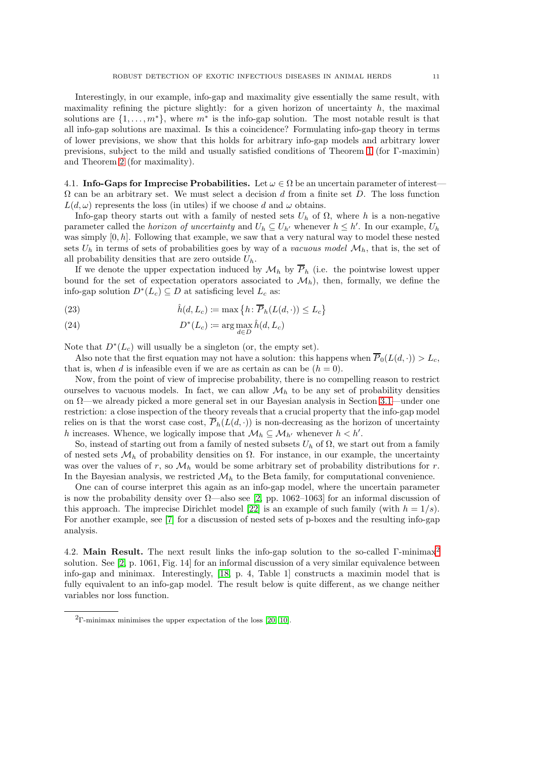Interestingly, in our example, info-gap and maximality give essentially the same result, with maximality refining the picture slightly: for a given horizon of uncertainty $h$, the maximal solutions are $\{1, \dots, m^*\}$, where $m^*$ is the info-gap solution. The most notable result is that all info-gap solutions are maximal. Is this a coincidence? Formulating info-gap theory in terms of lower previsions, we show that this holds for arbitrary info-gap models and arbitrary lower previsions, subject to the mild and usually satisfied conditions of Theorem 1 (for Γ-maximin) and Theorem 2 (for maximality).

**4.1. Info-Gaps for Imprecise Probabilities.** Let $\omega \in \Omega$ be an uncertain parameter of interest—$\Omega$ can be an arbitrary set. We must select a decision $d$ from a finite set $D$. The loss function $L(d, \omega)$ represents the loss (in utiles) if we choose $d$ and $\omega$ obtains.

Info-gap theory starts out with a family of nested sets $U_h$ of $\Omega$, where $h$ is a non-negative parameter called the *horizon of uncertainty* and $U_h \subseteq U_{h'}$ whenever $h \leq h'$. In our example, $U_h$ was simply $[0, h]$. Following that example, we saw that a very natural way to model these nested sets $U_h$ in terms of sets of probabilities goes by way of a *vacuous model* $\mathcal{M}_h$, that is, the set of all probability densities that are zero outside $U_h$.

If we denote the upper expectation induced by $\mathcal{M}_h$ by $\overline{P}_h$ (i.e. the pointwise lowest upper bound for the set of expectation operators associated to $\mathcal{M}_h$), then, formally, we define the info-gap solution $D^*(L_c) \subseteq D$ at satisficing level $L_c$ as:

$$\hat{h}(d, L_c) := \max\left\{h \colon \overline{P}_h(L(d, \cdot)) \leq L_c\right\} \tag{23}$$

$$D^*(L_c) := \arg\max_{d \in D} \hat{h}(d, L_c) \tag{24}$$

Note that $D^*(L_c)$ will usually be a singleton (or, the empty set).

Also note that the first equation may not have a solution: this happens when $\overline{P}_0(L(d, \cdot)) > L_c$, that is, when $d$ is infeasible even if we are as certain as can be ($h = 0$).

Now, from the point of view of imprecise probability, there is no compelling reason to restrict ourselves to vacuous models. In fact, we can allow $\mathcal{M}_h$ to be any set of probability densities on $\Omega$—we already picked a more general set in our Bayesian analysis in Section 3.1—under one restriction: a close inspection of the theory reveals that a crucial property that the info-gap model relies on is that the worst case cost, $\overline{P}_h(L(d, \cdot))$ is non-decreasing as the horizon of uncertainty $h$ increases. Whence, we logically impose that $\mathcal{M}_h \subseteq \mathcal{M}_{h'}$ whenever $h < h'$.

So, instead of starting out from a family of nested subsets $U_h$ of $\Omega$, we start out from a family of nested sets $\mathcal{M}_h$ of probability densities on $\Omega$. For instance, in our example, the uncertainty was over the values of $r$, so $\mathcal{M}_h$ would be some arbitrary set of probability distributions for $r$. In the Bayesian analysis, we restricted $\mathcal{M}_h$ to the Beta family, for computational convenience.

One can of course interpret this again as an info-gap model, where the uncertain parameter is now the probability density over $\Omega$—also see [2, pp. 1062–1063] for an informal discussion of this approach. The imprecise Dirichlet model [22] is an example of such family (with $h = 1/s$). For another example, see [7] for a discussion of nested sets of p-boxes and the resulting info-gap analysis.

**4.2. Main Result.** The next result links the info-gap solution to the so-called Γ-minimax[2] solution. See [2, p. 1061, Fig. 14] for an informal discussion of a very similar equivalence between info-gap and minimax. Interestingly, [18, p. 4, Table 1] constructs a maximin model that is fully equivalent to an info-gap model. The result below is quite different, as we change neither variables nor loss function.

[2] Γ-minimax minimises the upper expectation of the loss [20, 10].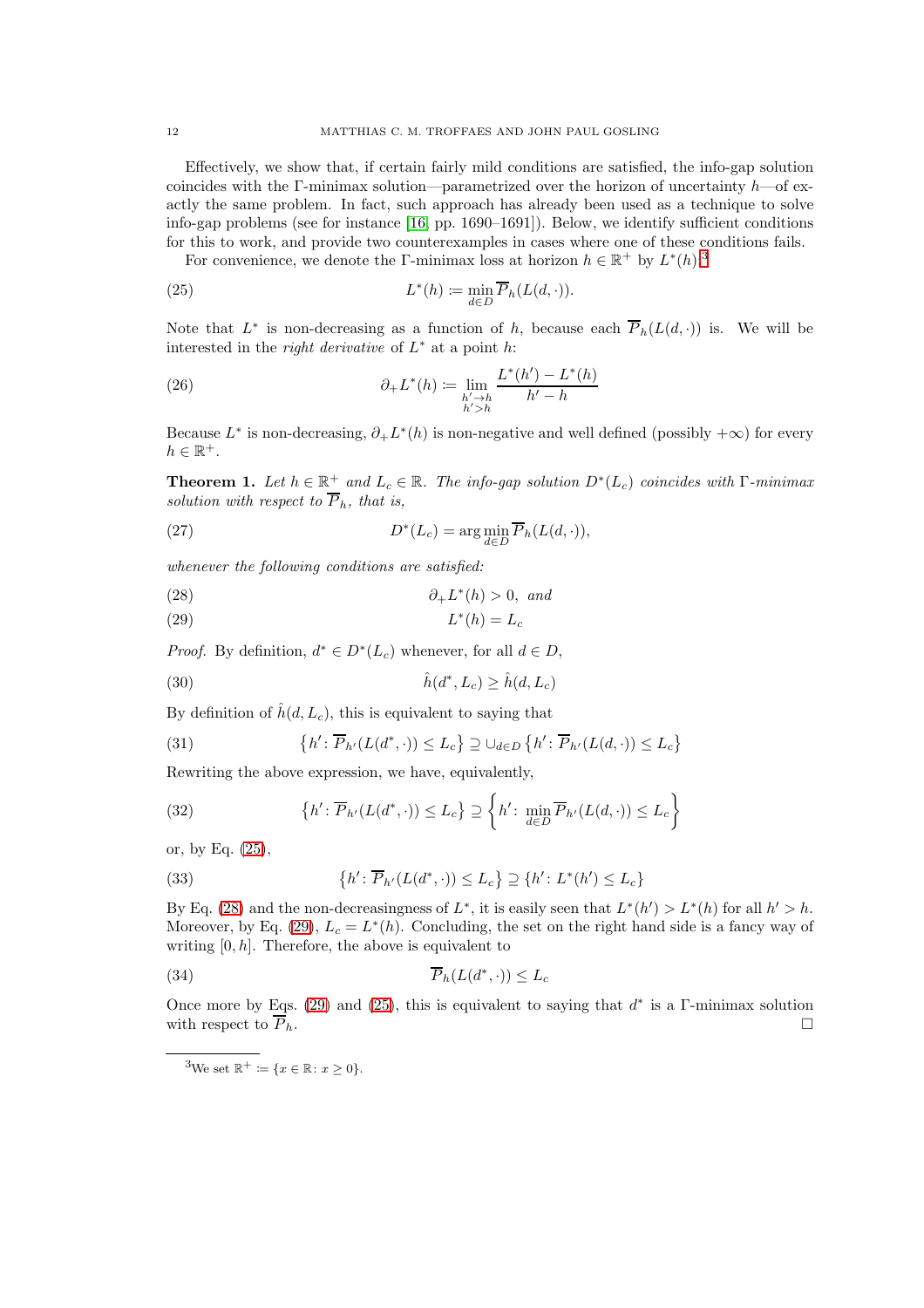Effectively, we show that, if certain fairly mild conditions are satisfied, the info-gap solution coincides with the Γ-minimax solution—parametrized over the horizon of uncertainty $h$—of exactly the same problem. In fact, such approach has already been used as a technique to solve info-gap problems (see for instance [16, pp. 1690–1691]). Below, we identify sufficient conditions for this to work, and provide two counterexamples in cases where one of these conditions fails.

For convenience, we denote the Γ-minimax loss at horizon $h \in \mathbb{R}^+$ by $L^*(h)$.[3]

$$L^*(h) \coloneqq \min_{d \in D} \overline{P}_h(L(d, \cdot)). \tag{25}$$

Note that $L^*$ is non-decreasing as a function of $h$, because each $\overline{P}_h(L(d, \cdot))$ is. We will be interested in the *right derivative* of $L^*$ at a point $h$:

$$\partial_+ L^*(h) \coloneqq \lim_{\substack{h' \to h \\ h' > h}} \frac{L^*(h') - L^*(h)}{h' - h} \tag{26}$$

Because $L^*$ is non-decreasing, $\partial_+ L^*(h)$ is non-negative and well defined (possibly $+\infty$) for every $h \in \mathbb{R}^+$.

**Theorem 1.** *Let $h \in \mathbb{R}^+$ and $L_c \in \mathbb{R}$. The info-gap solution $D^*(L_c)$ coincides with Γ-minimax solution with respect to $\overline{P}_h$, that is,*

$$D^*(L_c) = \arg\min_{d \in D} \overline{P}_h(L(d, \cdot)), \tag{27}$$

*whenever the following conditions are satisfied:*

$$\partial_+ L^*(h) > 0, \text{ and} \tag{28}$$

$$L^*(h) = L_c \tag{29}$$

*Proof.* By definition, $d^* \in D^*(L_c)$ whenever, for all $d \in D$,

$$\hat{h}(d^*, L_c) \geq \hat{h}(d, L_c) \tag{30}$$

By definition of $\hat{h}(d, L_c)$, this is equivalent to saying that

$$\left\{h' \colon \overline{P}_{h'}(L(d^*, \cdot)) \leq L_c\right\} \supseteq \cup_{d \in D} \left\{h' \colon \overline{P}_{h'}(L(d, \cdot)) \leq L_c\right\} \tag{31}$$

Rewriting the above expression, we have, equivalently,

$$\left\{h' \colon \overline{P}_{h'}(L(d^*, \cdot)) \leq L_c\right\} \supseteq \left\{h' \colon \min_{d \in D} \overline{P}_{h'}(L(d, \cdot)) \leq L_c\right\} \tag{32}$$

or, by Eq. (25),

$$\left\{h' \colon \overline{P}_{h'}(L(d^*, \cdot)) \leq L_c\right\} \supseteq \left\{h' \colon L^*(h') \leq L_c\right\} \tag{33}$$

By Eq. (28) and the non-decreasingness of $L^*$, it is easily seen that $L^*(h') > L^*(h)$ for all $h' > h$. Moreover, by Eq. (29), $L_c = L^*(h)$. Concluding, the set on the right hand side is a fancy way of writing $[0, h]$. Therefore, the above is equivalent to

$$\overline{P}_h(L(d^*, \cdot)) \leq L_c \tag{34}$$

Once more by Eqs. (29) and (25), this is equivalent to saying that $d^*$ is a Γ-minimax solution with respect to $\overline{P}_h$. □

[3] We set $\mathbb{R}^+ \coloneqq \{x \in \mathbb{R} \colon x \geq 0\}$.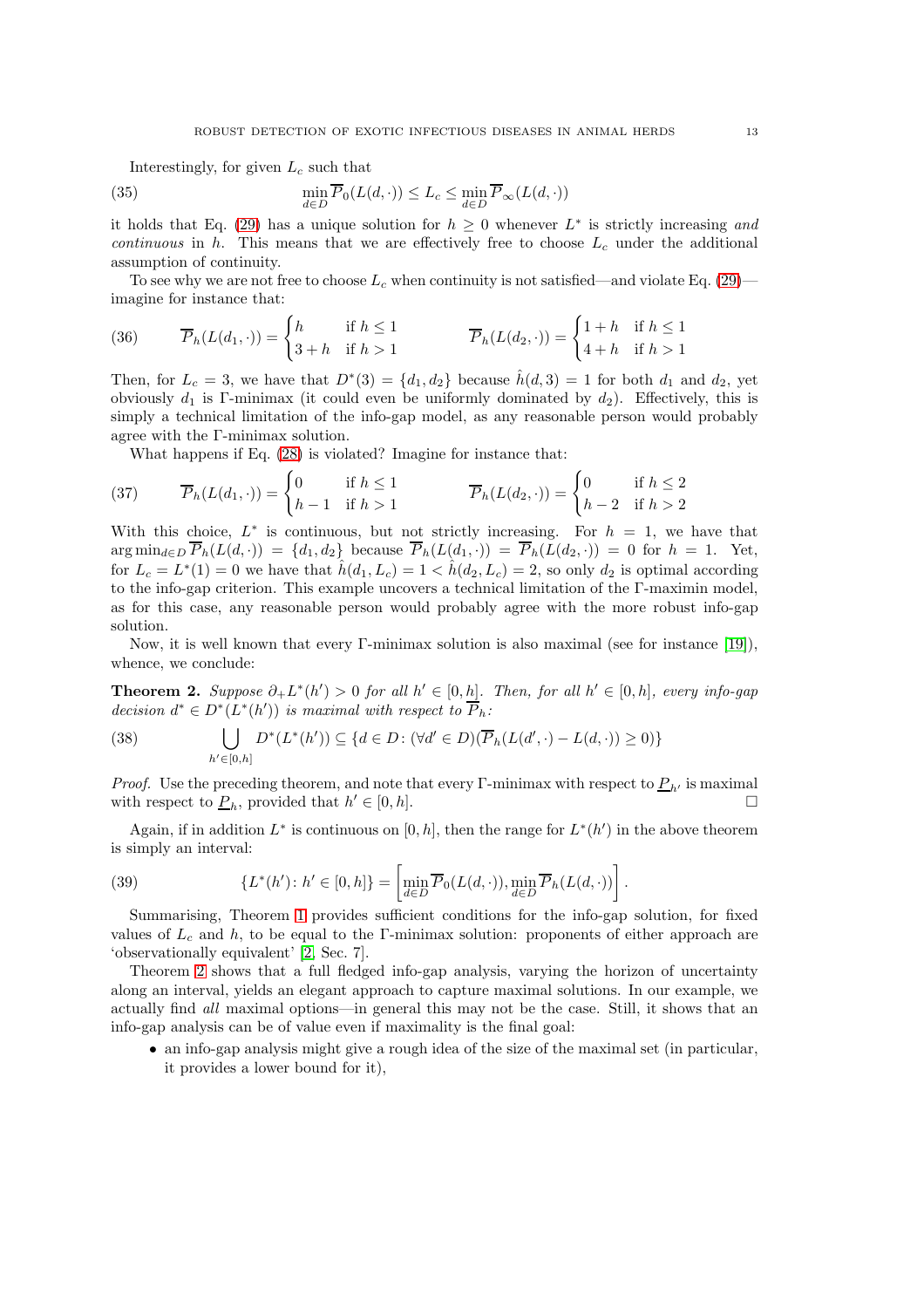Interestingly, for given $L_c$ such that

$$\min_{d \in D} \overline{P}_0(L(d, \cdot)) \leq L_c \leq \min_{d \in D} \overline{P}_\infty(L(d, \cdot)) \tag{35}$$

it holds that Eq. (29) has a unique solution for $h \geq 0$ whenever $L^*$ is strictly increasing *and continuous* in $h$. This means that we are effectively free to choose $L_c$ under the additional assumption of continuity.

To see why we are not free to choose $L_c$ when continuity is not satisfied—and violate Eq. (29)—imagine for instance that:

$$\overline{P}_h(L(d_1, \cdot)) = \begin{cases} h & \text{if } h \leq 1 \\ 3 + h & \text{if } h > 1 \end{cases} \qquad \overline{P}_h(L(d_2, \cdot)) = \begin{cases} 1 + h & \text{if } h \leq 1 \\ 4 + h & \text{if } h > 1 \end{cases} \tag{36}$$

Then, for $L_c = 3$, we have that $D^*(3) = \{d_1, d_2\}$ because $\hat{h}(d, 3) = 1$ for both $d_1$ and $d_2$, yet obviously $d_1$ is $\Gamma$-minimax (it could even be uniformly dominated by $d_2$). Effectively, this is simply a technical limitation of the info-gap model, as any reasonable person would probably agree with the $\Gamma$-minimax solution.

What happens if Eq. (28) is violated? Imagine for instance that:

$$\overline{P}_h(L(d_1, \cdot)) = \begin{cases} 0 & \text{if } h \leq 1 \\ h - 1 & \text{if } h > 1 \end{cases} \qquad \overline{P}_h(L(d_2, \cdot)) = \begin{cases} 0 & \text{if } h \leq 2 \\ h - 2 & \text{if } h > 2 \end{cases} \tag{37}$$

With this choice, $L^*$ is continuous, but not strictly increasing. For $h = 1$, we have that $\arg\min_{d \in D} \overline{P}_h(L(d, \cdot)) = \{d_1, d_2\}$ because $\overline{P}_h(L(d_1, \cdot)) = \overline{P}_h(L(d_2, \cdot)) = 0$ for $h = 1$. Yet, for $L_c = L^*(1) = 0$ we have that $\hat{h}(d_1, L_c) = 1 < \hat{h}(d_2, L_c) = 2$, so only $d_2$ is optimal according to the info-gap criterion. This example uncovers a technical limitation of the $\Gamma$-maximin model, as for this case, any reasonable person would probably agree with the more robust info-gap solution.

Now, it is well known that every $\Gamma$-minimax solution is also maximal (see for instance [19]), whence, we conclude:

**Theorem 2.** *Suppose $\partial_+ L^*(h') > 0$ for all $h' \in [0, h]$. Then, for all $h' \in [0, h]$, every info-gap decision $d^* \in D^*(L^*(h'))$ is maximal with respect to $\overline{P}_h$:*

$$\bigcup_{h' \in [0,h]} D^*(L^*(h')) \subseteq \{d \in D \colon (\forall d' \in D)(\overline{P}_h(L(d', \cdot) - L(d, \cdot)) \geq 0)\} \tag{38}$$

*Proof.* Use the preceding theorem, and note that every $\Gamma$-minimax with respect to $\underline{P}_{h'}$ is maximal with respect to $\underline{P}_h$, provided that $h' \in [0, h]$. □

Again, if in addition $L^*$ is continuous on $[0, h]$, then the range for $L^*(h')$ in the above theorem is simply an interval:

$$\{L^*(h') \colon h' \in [0, h]\} = \left[\min_{d \in D} \overline{P}_0(L(d, \cdot)), \min_{d \in D} \overline{P}_h(L(d, \cdot))\right]. \tag{39}$$

Summarising, Theorem 1 provides sufficient conditions for the info-gap solution, for fixed values of $L_c$ and $h$, to be equal to the $\Gamma$-minimax solution: proponents of either approach are 'observationally equivalent' [2, Sec. 7].

Theorem 2 shows that a full fledged info-gap analysis, varying the horizon of uncertainty along an interval, yields an elegant approach to capture maximal solutions. In our example, we actually find *all* maximal options—in general this may not be the case. Still, it shows that an info-gap analysis can be of value even if maximality is the final goal:

- an info-gap analysis might give a rough idea of the size of the maximal set (in particular, it provides a lower bound for it),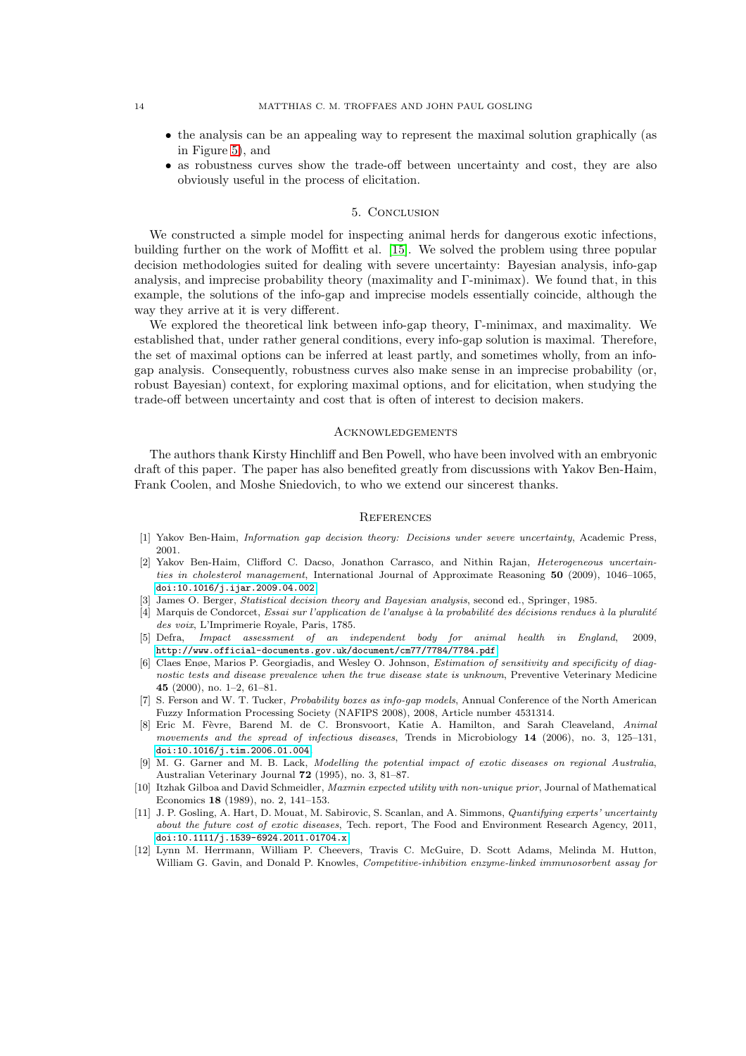- the analysis can be an appealing way to represent the maximal solution graphically (as in Figure 5), and
- as robustness curves show the trade-off between uncertainty and cost, they are also obviously useful in the process of elicitation.

## 5. Conclusion

We constructed a simple model for inspecting animal herds for dangerous exotic infections, building further on the work of Moffitt et al. [15]. We solved the problem using three popular decision methodologies suited for dealing with severe uncertainty: Bayesian analysis, info-gap analysis, and imprecise probability theory (maximality and Γ-minimax). We found that, in this example, the solutions of the info-gap and imprecise models essentially coincide, although the way they arrive at it is very different.

We explored the theoretical link between info-gap theory, Γ-minimax, and maximality. We established that, under rather general conditions, every info-gap solution is maximal. Therefore, the set of maximal options can be inferred at least partly, and sometimes wholly, from an info-gap analysis. Consequently, robustness curves also make sense in an imprecise probability (or, robust Bayesian) context, for exploring maximal options, and for elicitation, when studying the trade-off between uncertainty and cost that is often of interest to decision makers.

## Acknowledgements

The authors thank Kirsty Hinchliff and Ben Powell, who have been involved with an embryonic draft of this paper. The paper has also benefited greatly from discussions with Yakov Ben-Haim, Frank Coolen, and Moshe Sniedovich, to who we extend our sincerest thanks.

## References

[1] Yakov Ben-Haim, *Information gap decision theory: Decisions under severe uncertainty*, Academic Press, 2001.

[2] Yakov Ben-Haim, Clifford C. Dacso, Jonathon Carrasco, and Nithin Rajan, *Heterogeneous uncertainties in cholesterol management*, International Journal of Approximate Reasoning **50** (2009), 1046–1065, doi:10.1016/j.ijar.2009.04.002.

[3] James O. Berger, *Statistical decision theory and Bayesian analysis*, second ed., Springer, 1985.

[4] Marquis de Condorcet, *Essai sur l'application de l'analyse à la probabilité des décisions rendues à la pluralité des voix*, L'Imprimerie Royale, Paris, 1785.

[5] Defra, *Impact assessment of an independent body for animal health in England*, 2009, http://www.official-documents.gov.uk/document/cm77/7784/7784.pdf.

[6] Claes Enøe, Marios P. Georgiadis, and Wesley O. Johnson, *Estimation of sensitivity and specificity of diagnostic tests and disease prevalence when the true disease state is unknown*, Preventive Veterinary Medicine **45** (2000), no. 1–2, 61–81.

[7] S. Ferson and W. T. Tucker, *Probability boxes as info-gap models*, Annual Conference of the North American Fuzzy Information Processing Society (NAFIPS 2008), 2008, Article number 4531314.

[8] Eric M. Fèvre, Barend M. de C. Bronsvoort, Katie A. Hamilton, and Sarah Cleaveland, *Animal movements and the spread of infectious diseases*, Trends in Microbiology **14** (2006), no. 3, 125–131, doi:10.1016/j.tim.2006.01.004.

[9] M. G. Garner and M. B. Lack, *Modelling the potential impact of exotic diseases on regional Australia*, Australian Veterinary Journal **72** (1995), no. 3, 81–87.

[10] Itzhak Gilboa and David Schmeidler, *Maxmin expected utility with non-unique prior*, Journal of Mathematical Economics **18** (1989), no. 2, 141–153.

[11] J. P. Gosling, A. Hart, D. Mouat, M. Sabirovic, S. Scanlan, and A. Simmons, *Quantifying experts' uncertainty about the future cost of exotic diseases*, Tech. report, The Food and Environment Research Agency, 2011, doi:10.1111/j.1539-6924.2011.01704.x.

[12] Lynn M. Herrmann, William P. Cheevers, Travis C. McGuire, D. Scott Adams, Melinda M. Hutton, William G. Gavin, and Donald P. Knowles, *Competitive-inhibition enzyme-linked immunosorbent assay for*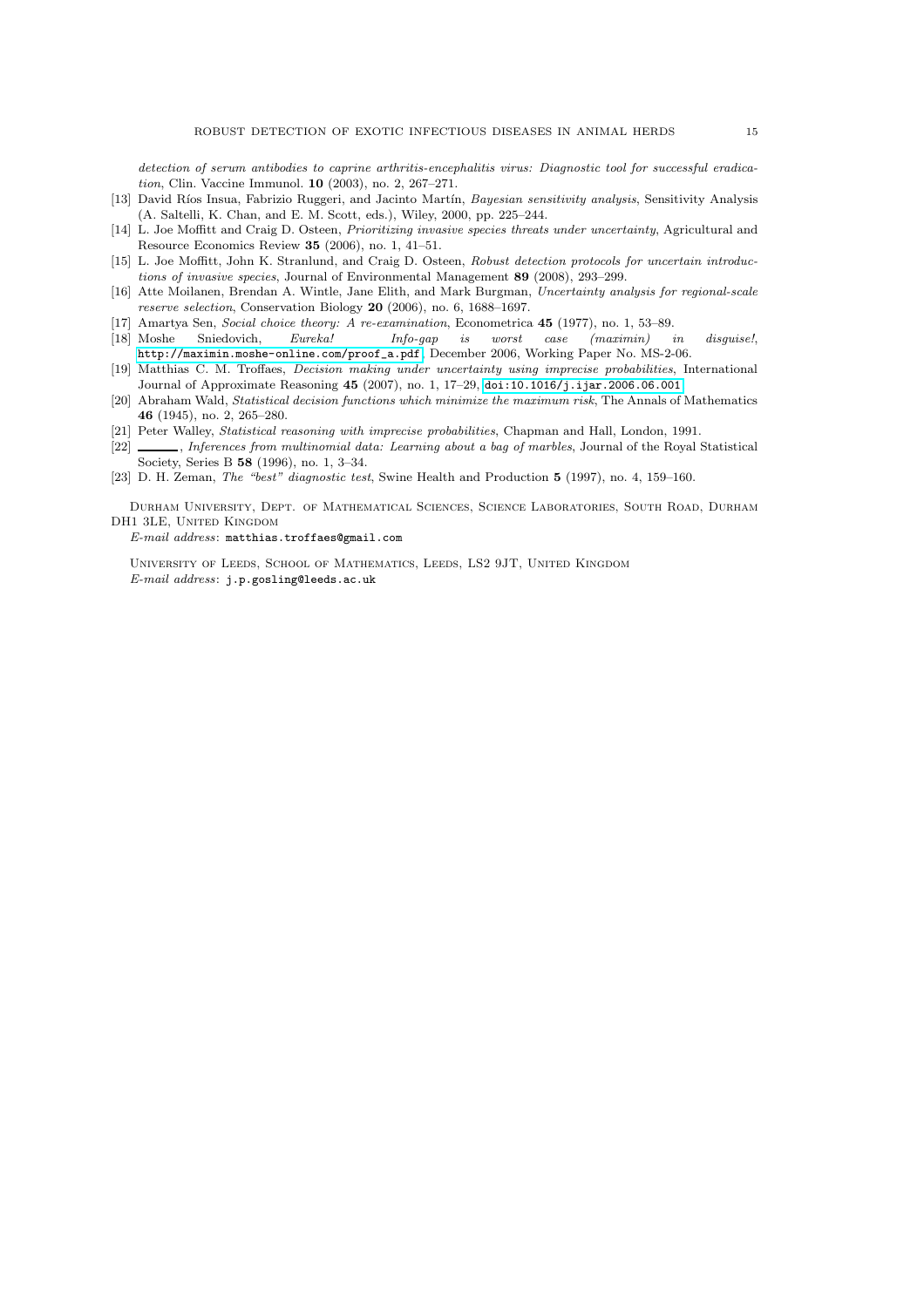*detection of serum antibodies to caprine arthritis-encephalitis virus: Diagnostic tool for successful eradication*, Clin. Vaccine Immunol. **10** (2003), no. 2, 267–271.

[13] David Ríos Insua, Fabrizio Ruggeri, and Jacinto Martín, *Bayesian sensitivity analysis*, Sensitivity Analysis (A. Saltelli, K. Chan, and E. M. Scott, eds.), Wiley, 2000, pp. 225–244.

[14] L. Joe Moffitt and Craig D. Osteen, *Prioritizing invasive species threats under uncertainty*, Agricultural and Resource Economics Review **35** (2006), no. 1, 41–51.

[15] L. Joe Moffitt, John K. Stranlund, and Craig D. Osteen, *Robust detection protocols for uncertain introductions of invasive species*, Journal of Environmental Management **89** (2008), 293–299.

[16] Atte Moilanen, Brendan A. Wintle, Jane Elith, and Mark Burgman, *Uncertainty analysis for regional-scale reserve selection*, Conservation Biology **20** (2006), no. 6, 1688–1697.

[17] Amartya Sen, *Social choice theory: A re-examination*, Econometrica **45** (1977), no. 1, 53–89.

[18] Moshe Sniedovich, *Eureka! Info-gap is worst case (maximin) in disguise!*, http://maximin.moshe-online.com/proof_a.pdf, December 2006, Working Paper No. MS-2-06.

[19] Matthias C. M. Troffaes, *Decision making under uncertainty using imprecise probabilities*, International Journal of Approximate Reasoning **45** (2007), no. 1, 17–29, doi:10.1016/j.ijar.2006.06.001.

[20] Abraham Wald, *Statistical decision functions which minimize the maximum risk*, The Annals of Mathematics **46** (1945), no. 2, 265–280.

[21] Peter Walley, *Statistical reasoning with imprecise probabilities*, Chapman and Hall, London, 1991.

[22] ———, *Inferences from multinomial data: Learning about a bag of marbles*, Journal of the Royal Statistical Society, Series B **58** (1996), no. 1, 3–34.

[23] D. H. Zeman, *The "best" diagnostic test*, Swine Health and Production **5** (1997), no. 4, 159–160.

Durham University, Dept. of Mathematical Sciences, Science Laboratories, South Road, Durham DH1 3LE, United Kingdom

*E-mail address*: matthias.troffaes@gmail.com

University of Leeds, School of Mathematics, Leeds, LS2 9JT, United Kingdom

*E-mail address*: j.p.gosling@leeds.ac.uk